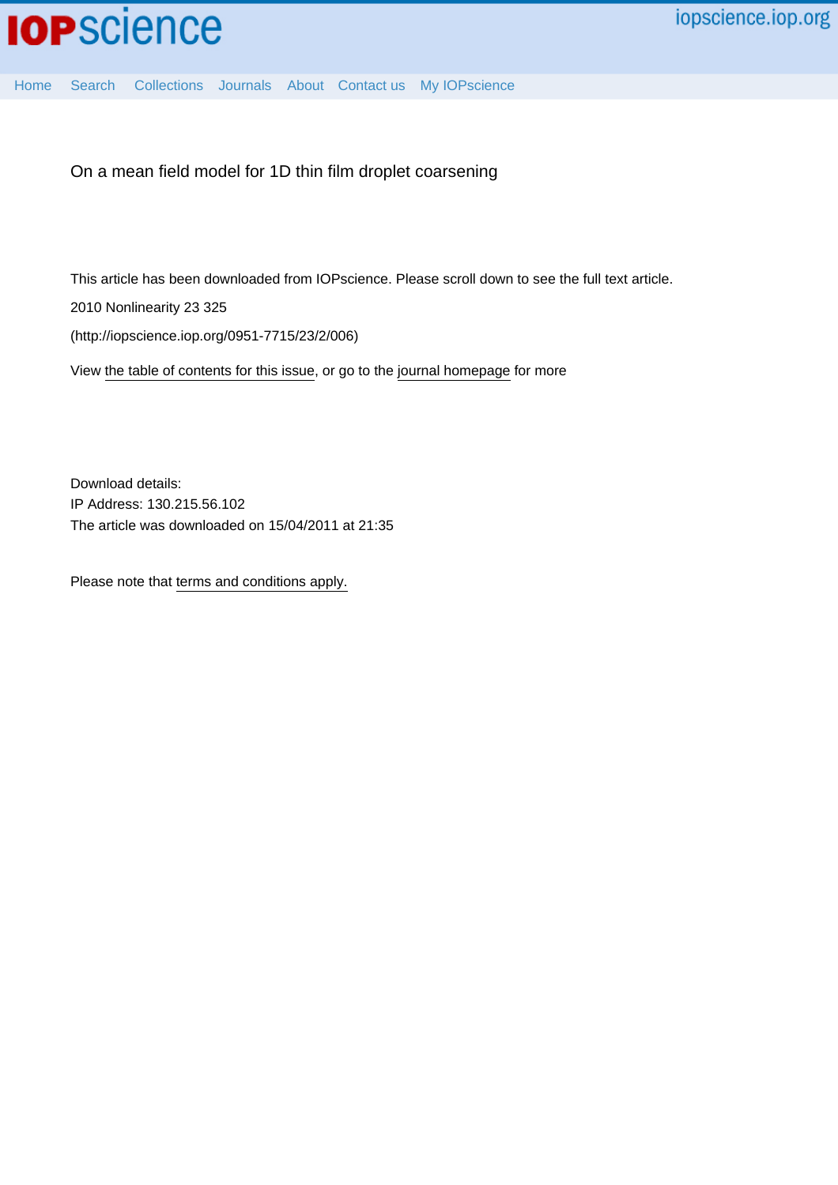# On a mean field model for 1D thin film droplet coarsening

This article has been downloaded from IOPscience. Please scroll down to see the full text article.

2010 Nonlinearity 23 325

(http://iopscience.iop.org/0951-7715/23/2/006)

View the table of contents for this issue, or go to the journal homepage for more

Download details:
IP Address: 130.215.56.102
The article was downloaded on 15/04/2011 at 21:35

Please note that terms and conditions apply.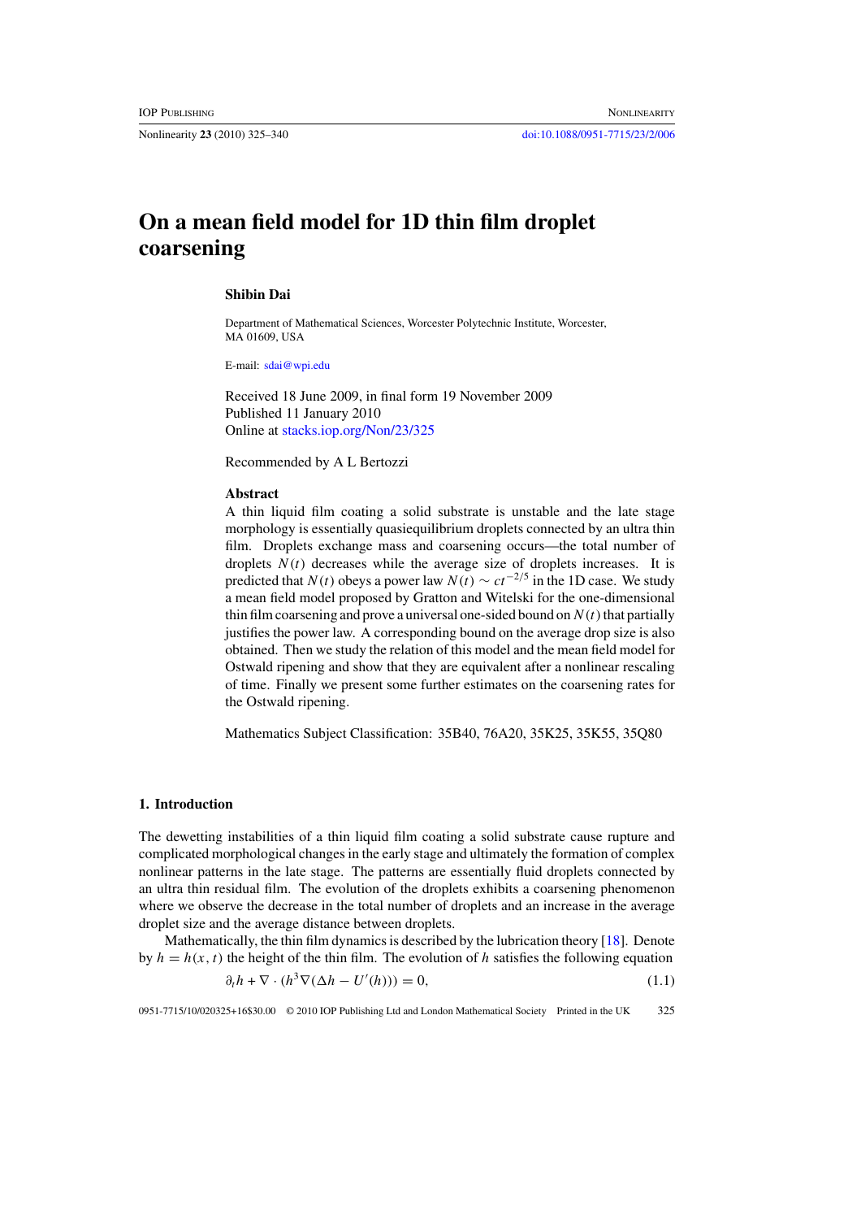# On a mean field model for 1D thin film droplet coarsening

**Shibin Dai**

Department of Mathematical Sciences, Worcester Polytechnic Institute, Worcester, MA 01609, USA

E-mail: sdai@wpi.edu

Received 18 June 2009, in final form 19 November 2009
Published 11 January 2010
Online at stacks.iop.org/Non/23/325

Recommended by A L Bertozzi

## Abstract

A thin liquid film coating a solid substrate is unstable and the late stage morphology is essentially quasiequilibrium droplets connected by an ultra thin film. Droplets exchange mass and coarsening occurs—the total number of droplets $N(t)$ decreases while the average size of droplets increases. It is predicted that $N(t)$ obeys a power law $N(t) \sim ct^{-2/5}$ in the 1D case. We study a mean field model proposed by Gratton and Witelski for the one-dimensional thin film coarsening and prove a universal one-sided bound on $N(t)$ that partially justifies the power law. A corresponding bound on the average drop size is also obtained. Then we study the relation of this model and the mean field model for Ostwald ripening and show that they are equivalent after a nonlinear rescaling of time. Finally we present some further estimates on the coarsening rates for the Ostwald ripening.

Mathematics Subject Classification: 35B40, 76A20, 35K25, 35K55, 35Q80

## 1. Introduction

The dewetting instabilities of a thin liquid film coating a solid substrate cause rupture and complicated morphological changes in the early stage and ultimately the formation of complex nonlinear patterns in the late stage. The patterns are essentially fluid droplets connected by an ultra thin residual film. The evolution of the droplets exhibits a coarsening phenomenon where we observe the decrease in the total number of droplets and an increase in the average droplet size and the average distance between droplets.

Mathematically, the thin film dynamics is described by the lubrication theory [18]. Denote by $h = h(x, t)$ the height of the thin film. The evolution of $h$ satisfies the following equation

$$\partial_t h + \nabla \cdot (h^3 \nabla(\Delta h - U'(h))) = 0, \tag{1.1}$$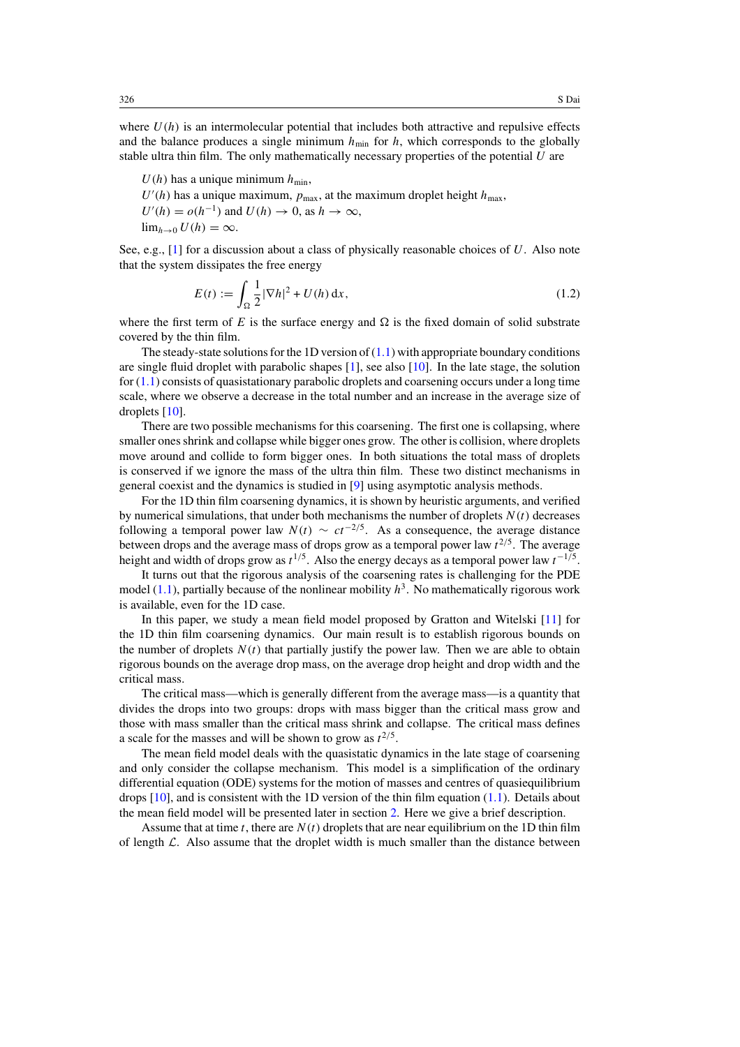where $U(h)$ is an intermolecular potential that includes both attractive and repulsive effects and the balance produces a single minimum $h_{\min}$ for $h$, which corresponds to the globally stable ultra thin film. The only mathematically necessary properties of the potential $U$ are

$U(h)$ has a unique minimum $h_{\min}$,
$U'(h)$ has a unique maximum, $p_{\max}$, at the maximum droplet height $h_{\max}$,
$U'(h) = o(h^{-1})$ and $U(h) \to 0$, as $h \to \infty$,
$\lim_{h\to 0} U(h) = \infty$.

See, e.g., [1] for a discussion about a class of physically reasonable choices of $U$. Also note that the system dissipates the free energy

$$E(t) := \int_{\Omega} \frac{1}{2}|\nabla h|^2 + U(h)\,\mathrm{d}x, \tag{1.2}$$

where the first term of $E$ is the surface energy and $\Omega$ is the fixed domain of solid substrate covered by the thin film.

The steady-state solutions for the 1D version of (1.1) with appropriate boundary conditions are single fluid droplet with parabolic shapes [1], see also [10]. In the late stage, the solution for (1.1) consists of quasistationary parabolic droplets and coarsening occurs under a long time scale, where we observe a decrease in the total number and an increase in the average size of droplets [10].

There are two possible mechanisms for this coarsening. The first one is collapsing, where smaller ones shrink and collapse while bigger ones grow. The other is collision, where droplets move around and collide to form bigger ones. In both situations the total mass of droplets is conserved if we ignore the mass of the ultra thin film. These two distinct mechanisms in general coexist and the dynamics is studied in [9] using asymptotic analysis methods.

For the 1D thin film coarsening dynamics, it is shown by heuristic arguments, and verified by numerical simulations, that under both mechanisms the number of droplets $N(t)$ decreases following a temporal power law $N(t) \sim ct^{-2/5}$. As a consequence, the average distance between drops and the average mass of drops grow as a temporal power law $t^{2/5}$. The average height and width of drops grow as $t^{1/5}$. Also the energy decays as a temporal power law $t^{-1/5}$.

It turns out that the rigorous analysis of the coarsening rates is challenging for the PDE model (1.1), partially because of the nonlinear mobility $h^3$. No mathematically rigorous work is available, even for the 1D case.

In this paper, we study a mean field model proposed by Gratton and Witelski [11] for the 1D thin film coarsening dynamics. Our main result is to establish rigorous bounds on the number of droplets $N(t)$ that partially justify the power law. Then we are able to obtain rigorous bounds on the average drop mass, on the average drop height and drop width and the critical mass.

The critical mass—which is generally different from the average mass—is a quantity that divides the drops into two groups: drops with mass bigger than the critical mass grow and those with mass smaller than the critical mass shrink and collapse. The critical mass defines a scale for the masses and will be shown to grow as $t^{2/5}$.

The mean field model deals with the quasistatic dynamics in the late stage of coarsening and only consider the collapse mechanism. This model is a simplification of the ordinary differential equation (ODE) systems for the motion of masses and centres of quasiequilibrium drops [10], and is consistent with the 1D version of the thin film equation (1.1). Details about the mean field model will be presented later in section 2. Here we give a brief description.

Assume that at time $t$, there are $N(t)$ droplets that are near equilibrium on the 1D thin film of length $\mathcal{L}$. Also assume that the droplet width is much smaller than the distance between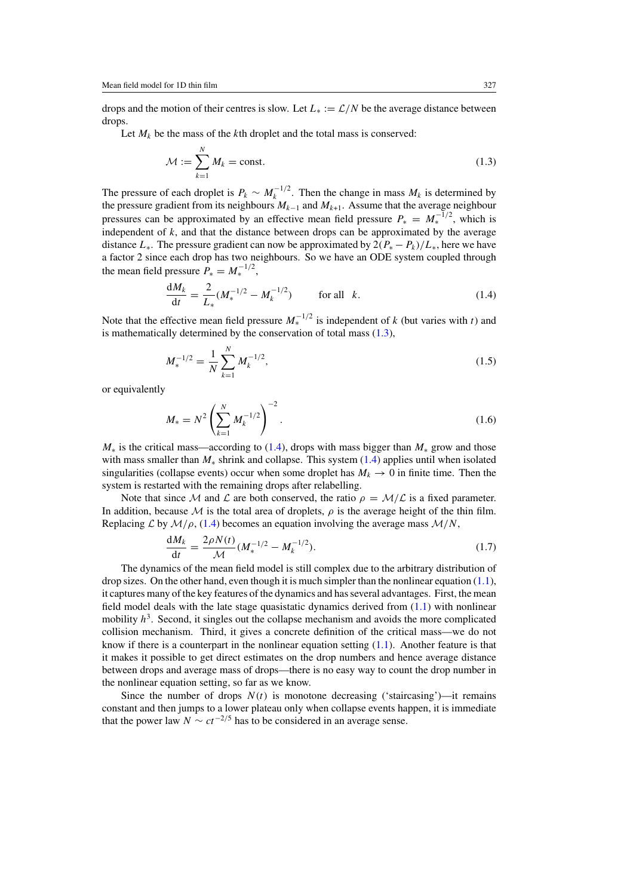drops and the motion of their centres is slow. Let $L_* := \mathcal{L}/N$ be the average distance between drops.

Let $M_k$ be the mass of the $k$th droplet and the total mass is conserved:

$$\mathcal{M} := \sum_{k=1}^{N} M_k = \text{const.} \tag{1.3}$$

The pressure of each droplet is $P_k \sim M_k^{-1/2}$. Then the change in mass $M_k$ is determined by the pressure gradient from its neighbours $M_{k-1}$ and $M_{k+1}$. Assume that the average neighbour pressures can be approximated by an effective mean field pressure $P_* = M_*^{-1/2}$, which is independent of $k$, and that the distance between drops can be approximated by the average distance $L_*$. The pressure gradient can now be approximated by $2(P_* - P_k)/L_*$, here we have a factor 2 since each drop has two neighbours. So we have an ODE system coupled through the mean field pressure $P_* = M_*^{-1/2}$,

$$\frac{\mathrm{d}M_k}{\mathrm{d}t} = \frac{2}{L_*}(M_*^{-1/2} - M_k^{-1/2}) \qquad \text{for all} \quad k. \tag{1.4}$$

Note that the effective mean field pressure $M_*^{-1/2}$ is independent of $k$ (but varies with $t$) and is mathematically determined by the conservation of total mass (1.3),

$$M_*^{-1/2} = \frac{1}{N}\sum_{k=1}^{N} M_k^{-1/2}, \tag{1.5}$$

or equivalently

$$M_* = N^2\left(\sum_{k=1}^{N} M_k^{-1/2}\right)^{-2}. \tag{1.6}$$

$M_*$ is the critical mass—according to (1.4), drops with mass bigger than $M_*$ grow and those with mass smaller than $M_*$ shrink and collapse. This system (1.4) applies until when isolated singularities (collapse events) occur when some droplet has $M_k \to 0$ in finite time. Then the system is restarted with the remaining drops after relabelling.

Note that since $\mathcal{M}$ and $\mathcal{L}$ are both conserved, the ratio $\rho = \mathcal{M}/\mathcal{L}$ is a fixed parameter. In addition, because $\mathcal{M}$ is the total area of droplets, $\rho$ is the average height of the thin film. Replacing $\mathcal{L}$ by $\mathcal{M}/\rho$, (1.4) becomes an equation involving the average mass $\mathcal{M}/N$,

$$\frac{\mathrm{d}M_k}{\mathrm{d}t} = \frac{2\rho N(t)}{\mathcal{M}}(M_*^{-1/2} - M_k^{-1/2}). \tag{1.7}$$

The dynamics of the mean field model is still complex due to the arbitrary distribution of drop sizes. On the other hand, even though it is much simpler than the nonlinear equation (1.1), it captures many of the key features of the dynamics and has several advantages. First, the mean field model deals with the late stage quasistatic dynamics derived from (1.1) with nonlinear mobility $h^3$. Second, it singles out the collapse mechanism and avoids the more complicated collision mechanism. Third, it gives a concrete definition of the critical mass—we do not know if there is a counterpart in the nonlinear equation setting (1.1). Another feature is that it makes it possible to get direct estimates on the drop numbers and hence average distance between drops and average mass of drops—there is no easy way to count the drop number in the nonlinear equation setting, so far as we know.

Since the number of drops $N(t)$ is monotone decreasing ('staircasing')—it remains constant and then jumps to a lower plateau only when collapse events happen, it is immediate that the power law $N \sim ct^{-2/5}$ has to be considered in an average sense.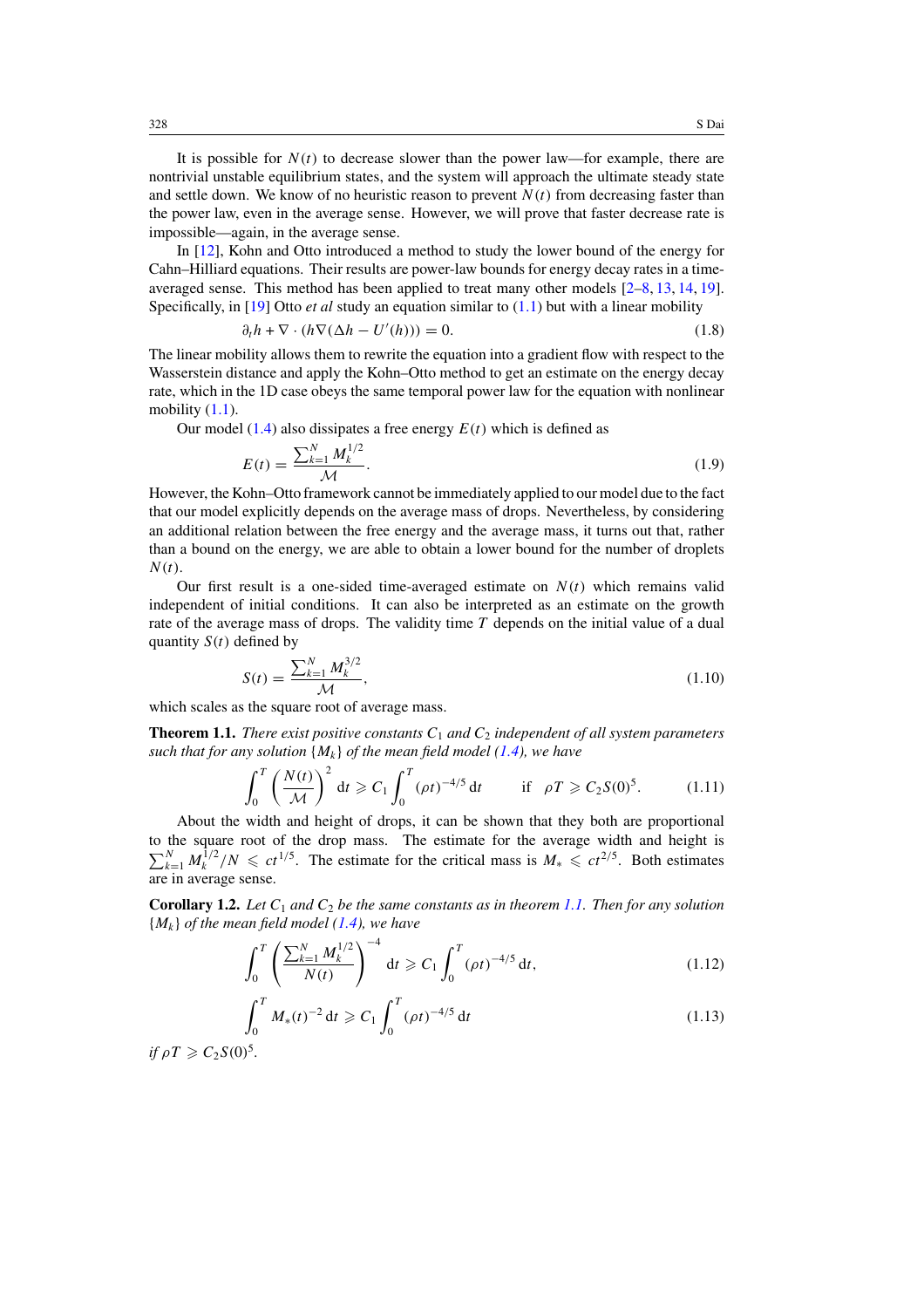It is possible for $N(t)$ to decrease slower than the power law—for example, there are nontrivial unstable equilibrium states, and the system will approach the ultimate steady state and settle down. We know of no heuristic reason to prevent $N(t)$ from decreasing faster than the power law, even in the average sense. However, we will prove that faster decrease rate is impossible—again, in the average sense.

In [12], Kohn and Otto introduced a method to study the lower bound of the energy for Cahn–Hilliard equations. Their results are power-law bounds for energy decay rates in a time-averaged sense. This method has been applied to treat many other models [2–8, 13, 14, 19]. Specifically, in [19] Otto *et al* study an equation similar to (1.1) but with a linear mobility

$$\partial_t h + \nabla \cdot (h\nabla(\Delta h - U'(h))) = 0. \tag{1.8}$$

The linear mobility allows them to rewrite the equation into a gradient flow with respect to the Wasserstein distance and apply the Kohn–Otto method to get an estimate on the energy decay rate, which in the 1D case obeys the same temporal power law for the equation with nonlinear mobility (1.1).

Our model (1.4) also dissipates a free energy $E(t)$ which is defined as

$$E(t) = \frac{\sum_{k=1}^{N} M_k^{1/2}}{\mathcal{M}}. \tag{1.9}$$

However, the Kohn–Otto framework cannot be immediately applied to our model due to the fact that our model explicitly depends on the average mass of drops. Nevertheless, by considering an additional relation between the free energy and the average mass, it turns out that, rather than a bound on the energy, we are able to obtain a lower bound for the number of droplets $N(t)$.

Our first result is a one-sided time-averaged estimate on $N(t)$ which remains valid independent of initial conditions. It can also be interpreted as an estimate on the growth rate of the average mass of drops. The validity time $T$ depends on the initial value of a dual quantity $S(t)$ defined by

$$S(t) = \frac{\sum_{k=1}^{N} M_k^{3/2}}{\mathcal{M}}, \tag{1.10}$$

which scales as the square root of average mass.

**Theorem 1.1.** *There exist positive constants $C_1$ and $C_2$ independent of all system parameters such that for any solution $\{M_k\}$ of the mean field model (1.4), we have*

$$\int_0^T \left(\frac{N(t)}{\mathcal{M}}\right)^2 \mathrm{d}t \geqslant C_1 \int_0^T (\rho t)^{-4/5}\,\mathrm{d}t \qquad \text{if} \quad \rho T \geqslant C_2 S(0)^5. \tag{1.11}$$

About the width and height of drops, it can be shown that they both are proportional to the square root of the drop mass. The estimate for the average width and height is $\sum_{k=1}^{N} M_k^{1/2}/N \leqslant ct^{1/5}$. The estimate for the critical mass is $M_* \leqslant ct^{2/5}$. Both estimates are in average sense.

**Corollary 1.2.** *Let $C_1$ and $C_2$ be the same constants as in theorem 1.1. Then for any solution $\{M_k\}$ of the mean field model (1.4), we have*

$$\int_0^T \left(\frac{\sum_{k=1}^{N} M_k^{1/2}}{N(t)}\right)^{-4} \mathrm{d}t \geqslant C_1 \int_0^T (\rho t)^{-4/5}\,\mathrm{d}t, \tag{1.12}$$

$$\int_0^T M_*(t)^{-2}\,\mathrm{d}t \geqslant C_1 \int_0^T (\rho t)^{-4/5}\,\mathrm{d}t \tag{1.13}$$

*if $\rho T \geqslant C_2 S(0)^5$.*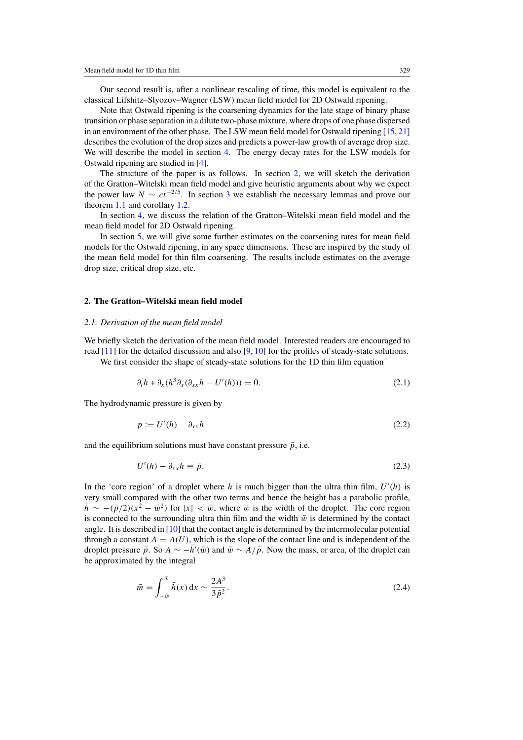Our second result is, after a nonlinear rescaling of time, this model is equivalent to the classical Lifshitz–Slyozov–Wagner (LSW) mean field model for 2D Ostwald ripening.

Note that Ostwald ripening is the coarsening dynamics for the late stage of binary phase transition or phase separation in a dilute two-phase mixture, where drops of one phase dispersed in an environment of the other phase. The LSW mean field model for Ostwald ripening [15, 21] describes the evolution of the drop sizes and predicts a power-law growth of average drop size. We will describe the model in section 4. The energy decay rates for the LSW models for Ostwald ripening are studied in [4].

The structure of the paper is as follows. In section 2, we will sketch the derivation of the Gratton–Witelski mean field model and give heuristic arguments about why we expect the power law $N \sim ct^{-2/5}$. In section 3 we establish the necessary lemmas and prove our theorem 1.1 and corollary 1.2.

In section 4, we discuss the relation of the Gratton–Witelski mean field model and the mean field model for 2D Ostwald ripening.

In section 5, we will give some further estimates on the coarsening rates for mean field models for the Ostwald ripening, in any space dimensions. These are inspired by the study of the mean field model for thin film coarsening. The results include estimates on the average drop size, critical drop size, etc.

## 2. The Gratton–Witelski mean field model

### 2.1. Derivation of the mean field model

We briefly sketch the derivation of the mean field model. Interested readers are encouraged to read [11] for the detailed discussion and also [9, 10] for the profiles of steady-state solutions.

We first consider the shape of steady-state solutions for the 1D thin film equation

$$\partial_t h + \partial_x (h^3 \partial_x (\partial_{xx} h - U'(h))) = 0. \tag{2.1}$$

The hydrodynamic pressure is given by

$$p := U'(h) - \partial_{xx} h \tag{2.2}$$

and the equilibrium solutions must have constant pressure $\bar{p}$, i.e.

$$U'(h) - \partial_{xx} h \equiv \bar{p}. \tag{2.3}$$

In the 'core region' of a droplet where $h$ is much bigger than the ultra thin film, $U'(h)$ is very small compared with the other two terms and hence the height has a parabolic profile, $\bar{h} \sim -(\bar{p}/2)(x^2 - \bar{w}^2)$ for $|x| < \bar{w}$, where $\bar{w}$ is the width of the droplet. The core region is connected to the surrounding ultra thin film and the width $\bar{w}$ is determined by the contact angle. It is described in [10] that the contact angle is determined by the intermolecular potential through a constant $A = A(U)$, which is the slope of the contact line and is independent of the droplet pressure $\bar{p}$. So $A \sim -\bar{h}'(\bar{w})$ and $\bar{w} \sim A/\bar{p}$. Now the mass, or area, of the droplet can be approximated by the integral

$$\bar{m} = \int_{-\bar{w}}^{\bar{w}} \bar{h}(x)\,\mathrm{d}x \sim \frac{2A^3}{3\bar{p}^2}. \tag{2.4}$$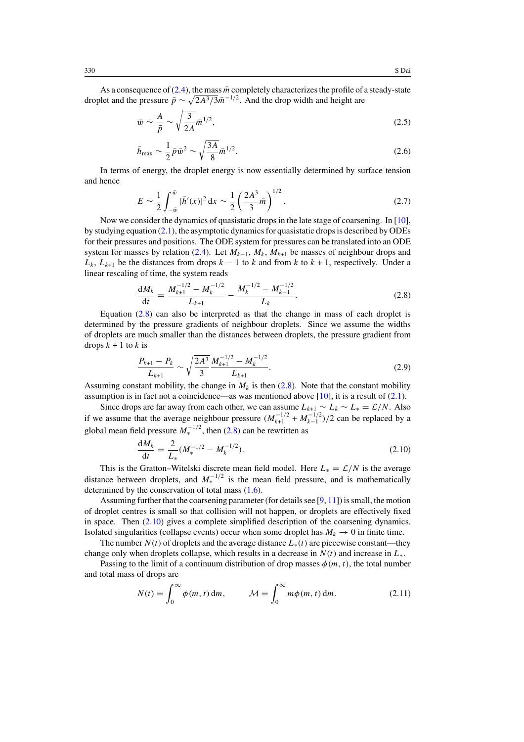As a consequence of (2.4), the mass $\bar{m}$ completely characterizes the profile of a steady-state droplet and the pressure $\bar{p} \sim \sqrt{2A^3/3}\bar{m}^{-1/2}$. And the drop width and height are

$$\bar{w} \sim \frac{A}{\bar{p}} \sim \sqrt{\frac{3}{2A}}\bar{m}^{1/2}, \tag{2.5}$$

$$\bar{h}_{\max} \sim \frac{1}{2}\bar{p}\bar{w}^2 \sim \sqrt{\frac{3A}{8}}\bar{m}^{1/2}. \tag{2.6}$$

In terms of energy, the droplet energy is now essentially determined by surface tension and hence

$$E \sim \frac{1}{2}\int_{-\bar{w}}^{\bar{w}} |\bar{h}'(x)|^2 \, \mathrm{d}x \sim \frac{1}{2}\left(\frac{2A^3}{3}\bar{m}\right)^{1/2}. \tag{2.7}$$

Now we consider the dynamics of quasistatic drops in the late stage of coarsening. In [10], by studying equation (2.1), the asymptotic dynamics for quasistatic drops is described by ODEs for their pressures and positions. The ODE system for pressures can be translated into an ODE system for masses by relation (2.4). Let $M_{k-1}$, $M_k$, $M_{k+1}$ be masses of neighbour drops and $L_k$, $L_{k+1}$ be the distances from drops $k-1$ to $k$ and from $k$ to $k+1$, respectively. Under a linear rescaling of time, the system reads

$$\frac{\mathrm{d}M_k}{\mathrm{d}t} = \frac{M_{k+1}^{-1/2} - M_k^{-1/2}}{L_{k+1}} - \frac{M_k^{-1/2} - M_{k-1}^{-1/2}}{L_k}. \tag{2.8}$$

Equation (2.8) can also be interpreted as that the change in mass of each droplet is determined by the pressure gradients of neighbour droplets. Since we assume the widths of droplets are much smaller than the distances between droplets, the pressure gradient from drops $k+1$ to $k$ is

$$\frac{P_{k+1} - P_k}{L_{k+1}} \sim \sqrt{\frac{2A^3}{3}}\frac{M_{k+1}^{-1/2} - M_k^{-1/2}}{L_{k+1}}. \tag{2.9}$$

Assuming constant mobility, the change in $M_k$ is then (2.8). Note that the constant mobility assumption is in fact not a coincidence—as was mentioned above [10], it is a result of (2.1).

Since drops are far away from each other, we can assume $L_{k+1} \sim L_k \sim L_* = \mathcal{L}/N$. Also if we assume that the average neighbour pressure $(M_{k+1}^{-1/2} + M_{k-1}^{-1/2})/2$ can be replaced by a global mean field pressure $M_*^{-1/2}$, then (2.8) can be rewritten as

$$\frac{\mathrm{d}M_k}{\mathrm{d}t} = \frac{2}{L_*}(M_*^{-1/2} - M_k^{-1/2}). \tag{2.10}$$

This is the Gratton–Witelski discrete mean field model. Here $L_* = \mathcal{L}/N$ is the average distance between droplets, and $M_*^{-1/2}$ is the mean field pressure, and is mathematically determined by the conservation of total mass (1.6).

Assuming further that the coarsening parameter (for details see [9, 11]) is small, the motion of droplet centres is small so that collision will not happen, or droplets are effectively fixed in space. Then (2.10) gives a complete simplified description of the coarsening dynamics. Isolated singularities (collapse events) occur when some droplet has $M_k \to 0$ in finite time.

The number $N(t)$ of droplets and the average distance $L_*(t)$ are piecewise constant—they change only when droplets collapse, which results in a decrease in $N(t)$ and increase in $L_*$.

Passing to the limit of a continuum distribution of drop masses $\phi(m,t)$, the total number and total mass of drops are

$$N(t) = \int_0^\infty \phi(m,t)\,\mathrm{d}m, \qquad \mathcal{M} = \int_0^\infty m\phi(m,t)\,\mathrm{d}m. \tag{2.11}$$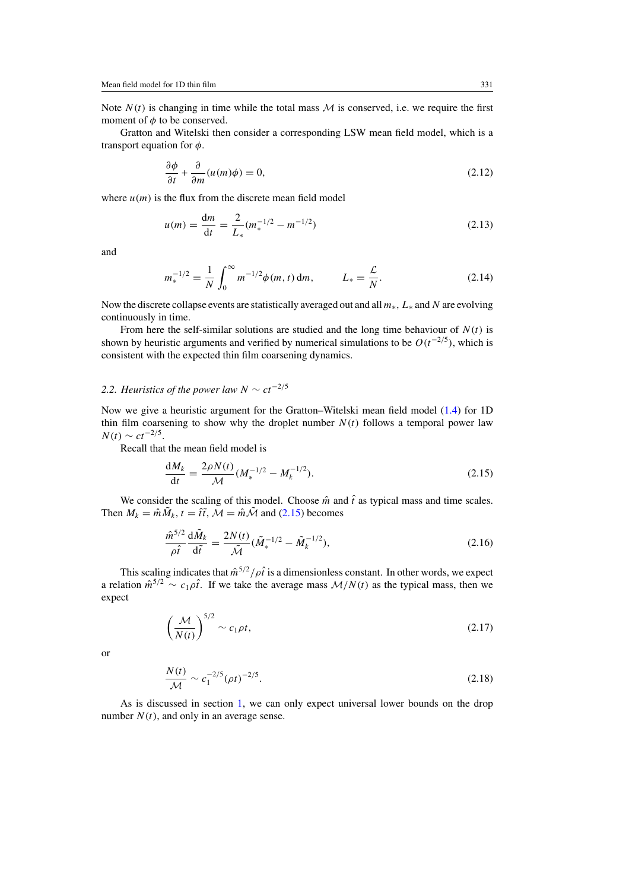Note $N(t)$ is changing in time while the total mass $\mathcal{M}$ is conserved, i.e. we require the first moment of $\phi$ to be conserved.

Gratton and Witelski then consider a corresponding LSW mean field model, which is a transport equation for $\phi$.

$$\frac{\partial \phi}{\partial t} + \frac{\partial}{\partial m}(u(m)\phi) = 0, \tag{2.12}$$

where $u(m)$ is the flux from the discrete mean field model

$$u(m) = \frac{\mathrm{d}m}{\mathrm{d}t} = \frac{2}{L_*}(m_*^{-1/2} - m^{-1/2}) \tag{2.13}$$

and

$$m_*^{-1/2} = \frac{1}{N}\int_0^\infty m^{-1/2}\phi(m,t)\,\mathrm{d}m, \qquad L_* = \frac{\mathcal{L}}{N}. \tag{2.14}$$

Now the discrete collapse events are statistically averaged out and all $m_*$, $L_*$ and $N$ are evolving continuously in time.

From here the self-similar solutions are studied and the long time behaviour of $N(t)$ is shown by heuristic arguments and verified by numerical simulations to be $O(t^{-2/5})$, which is consistent with the expected thin film coarsening dynamics.

### 2.2. Heuristics of the power law $N \sim ct^{-2/5}$

Now we give a heuristic argument for the Gratton–Witelski mean field model (1.4) for 1D thin film coarsening to show why the droplet number $N(t)$ follows a temporal power law $N(t) \sim ct^{-2/5}$.

Recall that the mean field model is

$$\frac{\mathrm{d}M_k}{\mathrm{d}t} = \frac{2\rho N(t)}{\mathcal{M}}(M_*^{-1/2} - M_k^{-1/2}). \tag{2.15}$$

We consider the scaling of this model. Choose $\hat{m}$ and $\hat{t}$ as typical mass and time scales. Then $M_k = \hat{m}\tilde{M}_k$, $t = \hat{t}\tilde{t}$, $\mathcal{M} = \hat{m}\tilde{\mathcal{M}}$ and (2.15) becomes

$$\frac{\hat{m}^{5/2}}{\rho\hat{t}}\frac{\mathrm{d}\tilde{M}_k}{\mathrm{d}\tilde{t}} = \frac{2N(t)}{\tilde{\mathcal{M}}}(\tilde{M}_*^{-1/2} - \tilde{M}_k^{-1/2}), \tag{2.16}$$

This scaling indicates that $\hat{m}^{5/2}/\rho\hat{t}$ is a dimensionless constant. In other words, we expect a relation $\hat{m}^{5/2} \sim c_1\rho\hat{t}$. If we take the average mass $\mathcal{M}/N(t)$ as the typical mass, then we expect

$$\left(\frac{\mathcal{M}}{N(t)}\right)^{5/2} \sim c_1\rho t, \tag{2.17}$$

or

$$\frac{N(t)}{\mathcal{M}} \sim c_1^{-2/5}(\rho t)^{-2/5}. \tag{2.18}$$

As is discussed in section 1, we can only expect universal lower bounds on the drop number $N(t)$, and only in an average sense.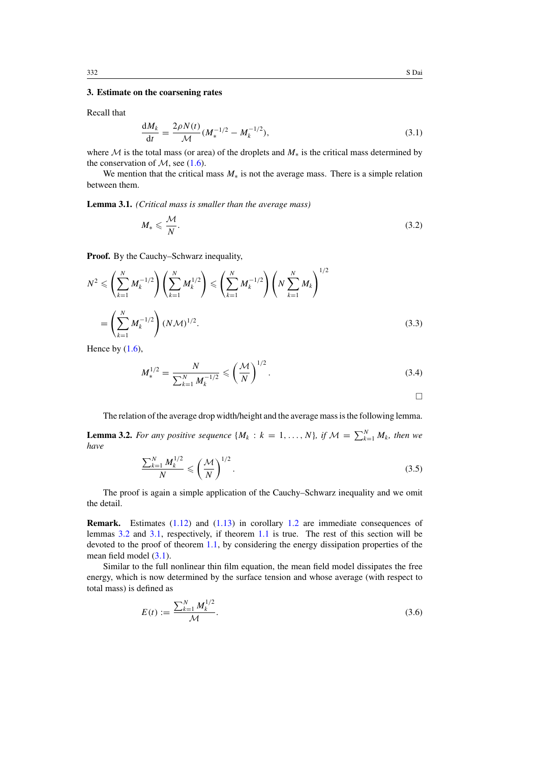### 3. Estimate on the coarsening rates

Recall that

$$\frac{\mathrm{d}M_k}{\mathrm{d}t} = \frac{2\rho N(t)}{\mathcal{M}}(M_*^{-1/2} - M_k^{-1/2}), \tag{3.1}$$

where $\mathcal{M}$ is the total mass (or area) of the droplets and $M_*$ is the critical mass determined by the conservation of $\mathcal{M}$, see (1.6).

We mention that the critical mass $M_*$ is not the average mass. There is a simple relation between them.

**Lemma 3.1.** *(Critical mass is smaller than the average mass)*

$$M_* \leqslant \frac{\mathcal{M}}{N}. \tag{3.2}$$

**Proof.** By the Cauchy–Schwarz inequality,

$$N^2 \leqslant \left(\sum_{k=1}^{N} M_k^{-1/2}\right)\left(\sum_{k=1}^{N} M_k^{1/2}\right) \leqslant \left(\sum_{k=1}^{N} M_k^{-1/2}\right)\left(N\sum_{k=1}^{N} M_k\right)^{1/2}$$

$$= \left(\sum_{k=1}^{N} M_k^{-1/2}\right)(N\mathcal{M})^{1/2}. \tag{3.3}$$

Hence by (1.6),

$$M_*^{1/2} = \frac{N}{\sum_{k=1}^{N} M_k^{-1/2}} \leqslant \left(\frac{\mathcal{M}}{N}\right)^{1/2}. \tag{3.4}$$

□

The relation of the average drop width/height and the average mass is the following lemma.

**Lemma 3.2.** *For any positive sequence* $\{M_k : k = 1, \ldots, N\}$*, if* $\mathcal{M} = \sum_{k=1}^{N} M_k$*, then we have*

$$\frac{\sum_{k=1}^{N} M_k^{1/2}}{N} \leqslant \left(\frac{\mathcal{M}}{N}\right)^{1/2}. \tag{3.5}$$

The proof is again a simple application of the Cauchy–Schwarz inequality and we omit the detail.

**Remark.** Estimates (1.12) and (1.13) in corollary 1.2 are immediate consequences of lemmas 3.2 and 3.1, respectively, if theorem 1.1 is true. The rest of this section will be devoted to the proof of theorem 1.1, by considering the energy dissipation properties of the mean field model (3.1).

Similar to the full nonlinear thin film equation, the mean field model dissipates the free energy, which is now determined by the surface tension and whose average (with respect to total mass) is defined as

$$E(t) := \frac{\sum_{k=1}^{N} M_k^{1/2}}{\mathcal{M}}. \tag{3.6}$$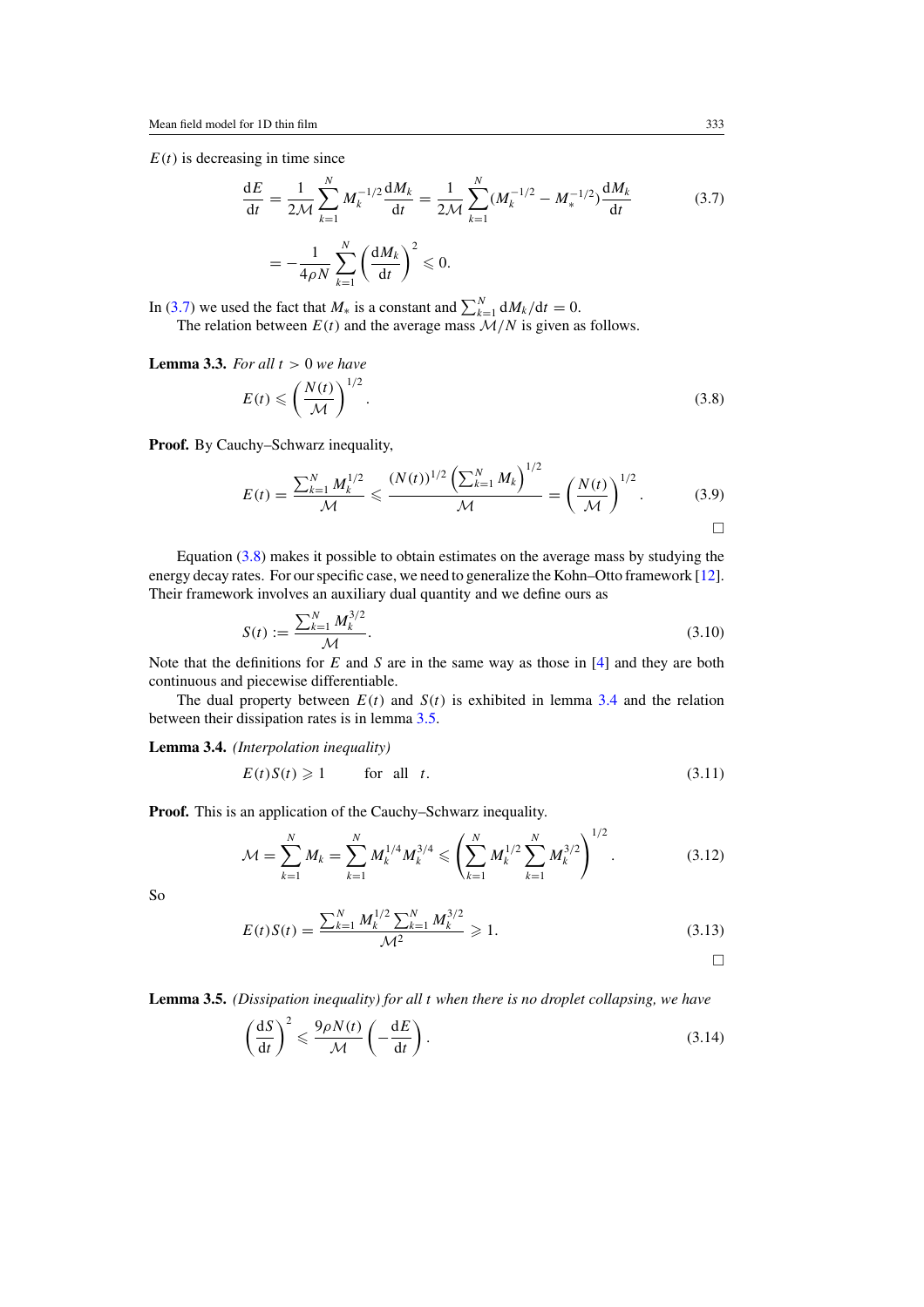$E(t)$ is decreasing in time since

$$\frac{\mathrm{d}E}{\mathrm{d}t} = \frac{1}{2\mathcal{M}}\sum_{k=1}^{N} M_k^{-1/2}\frac{\mathrm{d}M_k}{\mathrm{d}t} = \frac{1}{2\mathcal{M}}\sum_{k=1}^{N}(M_k^{-1/2} - M_*^{-1/2})\frac{\mathrm{d}M_k}{\mathrm{d}t} \tag{3.7}$$

$$= -\frac{1}{4\rho N}\sum_{k=1}^{N}\left(\frac{\mathrm{d}M_k}{\mathrm{d}t}\right)^2 \leqslant 0.$$

In (3.7) we used the fact that $M_*$ is a constant and $\sum_{k=1}^{N} \mathrm{d}M_k/\mathrm{d}t = 0$.

The relation between $E(t)$ and the average mass $\mathcal{M}/N$ is given as follows.

**Lemma 3.3.** *For all $t > 0$ we have*

$$E(t) \leqslant \left(\frac{N(t)}{\mathcal{M}}\right)^{1/2}. \tag{3.8}$$

**Proof.** By Cauchy–Schwarz inequality,

$$E(t) = \frac{\sum_{k=1}^{N} M_k^{1/2}}{\mathcal{M}} \leqslant \frac{(N(t))^{1/2}\left(\sum_{k=1}^{N} M_k\right)^{1/2}}{\mathcal{M}} = \left(\frac{N(t)}{\mathcal{M}}\right)^{1/2}. \tag{3.9}$$

□

Equation (3.8) makes it possible to obtain estimates on the average mass by studying the energy decay rates. For our specific case, we need to generalize the Kohn–Otto framework [12]. Their framework involves an auxiliary dual quantity and we define ours as

$$S(t) := \frac{\sum_{k=1}^{N} M_k^{3/2}}{\mathcal{M}}. \tag{3.10}$$

Note that the definitions for $E$ and $S$ are in the same way as those in [4] and they are both continuous and piecewise differentiable.

The dual property between $E(t)$ and $S(t)$ is exhibited in lemma 3.4 and the relation between their dissipation rates is in lemma 3.5.

**Lemma 3.4.** *(Interpolation inequality)*

$$E(t)S(t) \geqslant 1 \qquad \text{for all} \quad t. \tag{3.11}$$

**Proof.** This is an application of the Cauchy–Schwarz inequality.

$$\mathcal{M} = \sum_{k=1}^{N} M_k = \sum_{k=1}^{N} M_k^{1/4} M_k^{3/4} \leqslant \left(\sum_{k=1}^{N} M_k^{1/2} \sum_{k=1}^{N} M_k^{3/2}\right)^{1/2}. \tag{3.12}$$

So

$$E(t)S(t) = \frac{\sum_{k=1}^{N} M_k^{1/2} \sum_{k=1}^{N} M_k^{3/2}}{\mathcal{M}^2} \geqslant 1. \tag{3.13}$$

□

**Lemma 3.5.** *(Dissipation inequality) for all $t$ when there is no droplet collapsing, we have*

$$\left(\frac{\mathrm{d}S}{\mathrm{d}t}\right)^2 \leqslant \frac{9\rho N(t)}{\mathcal{M}}\left(-\frac{\mathrm{d}E}{\mathrm{d}t}\right). \tag{3.14}$$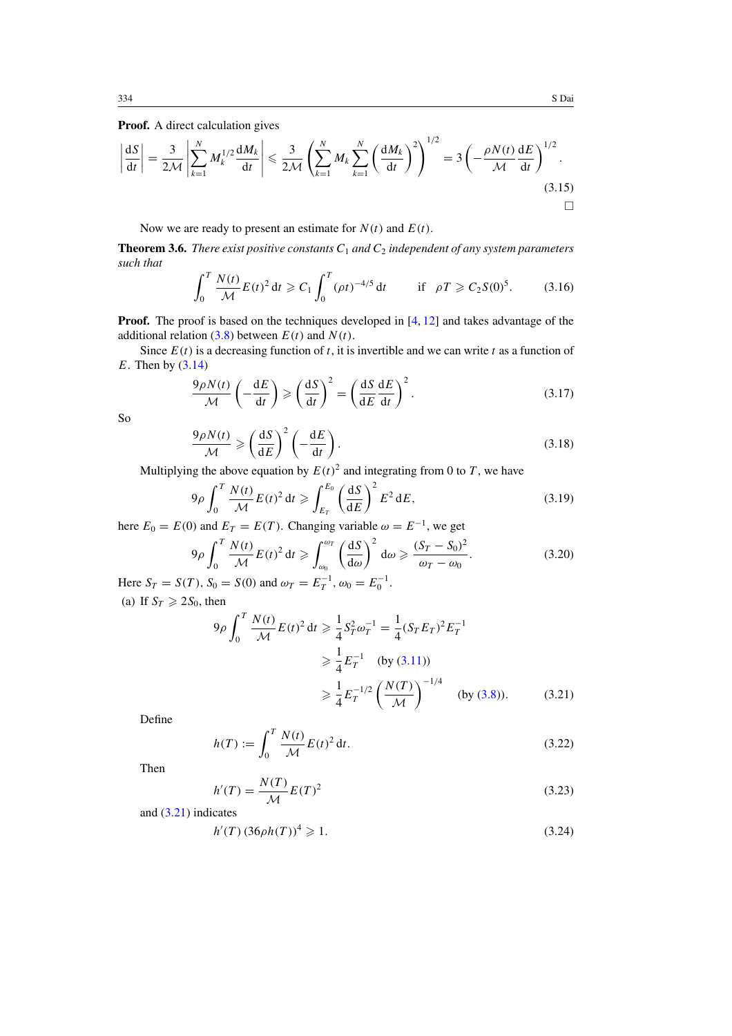**Proof.** A direct calculation gives

$$\left|\frac{\mathrm{d}S}{\mathrm{d}t}\right| = \frac{3}{2\mathcal{M}}\left|\sum_{k=1}^{N} M_k^{1/2}\frac{\mathrm{d}M_k}{\mathrm{d}t}\right| \leqslant \frac{3}{2\mathcal{M}}\left(\sum_{k=1}^{N} M_k \sum_{k=1}^{N}\left(\frac{\mathrm{d}M_k}{\mathrm{d}t}\right)^2\right)^{1/2} = 3\left(-\frac{\rho N(t)}{\mathcal{M}}\frac{\mathrm{d}E}{\mathrm{d}t}\right)^{1/2}. \tag{3.15}$$

□

Now we are ready to present an estimate for $N(t)$ and $E(t)$.

**Theorem 3.6.** *There exist positive constants $C_1$ and $C_2$ independent of any system parameters such that*

$$\int_0^T \frac{N(t)}{\mathcal{M}} E(t)^2\,\mathrm{d}t \geqslant C_1 \int_0^T (\rho t)^{-4/5}\,\mathrm{d}t \qquad \text{if} \quad \rho T \geqslant C_2 S(0)^5. \tag{3.16}$$

**Proof.** The proof is based on the techniques developed in [4, 12] and takes advantage of the additional relation (3.8) between $E(t)$ and $N(t)$.

Since $E(t)$ is a decreasing function of $t$, it is invertible and we can write $t$ as a function of $E$. Then by (3.14)

$$\frac{9\rho N(t)}{\mathcal{M}}\left(-\frac{\mathrm{d}E}{\mathrm{d}t}\right) \geqslant \left(\frac{\mathrm{d}S}{\mathrm{d}t}\right)^2 = \left(\frac{\mathrm{d}S}{\mathrm{d}E}\frac{\mathrm{d}E}{\mathrm{d}t}\right)^2. \tag{3.17}$$

So

$$\frac{9\rho N(t)}{\mathcal{M}} \geqslant \left(\frac{\mathrm{d}S}{\mathrm{d}E}\right)^2\left(-\frac{\mathrm{d}E}{\mathrm{d}t}\right). \tag{3.18}$$

Multiplying the above equation by $E(t)^2$ and integrating from 0 to $T$, we have

$$9\rho\int_0^T \frac{N(t)}{\mathcal{M}} E(t)^2\,\mathrm{d}t \geqslant \int_{E_T}^{E_0}\left(\frac{\mathrm{d}S}{\mathrm{d}E}\right)^2 E^2\,\mathrm{d}E, \tag{3.19}$$

here $E_0 = E(0)$ and $E_T = E(T)$. Changing variable $\omega = E^{-1}$, we get

$$9\rho\int_0^T \frac{N(t)}{\mathcal{M}} E(t)^2\,\mathrm{d}t \geqslant \int_{\omega_0}^{\omega_T}\left(\frac{\mathrm{d}S}{\mathrm{d}\omega}\right)^2\mathrm{d}\omega \geqslant \frac{(S_T - S_0)^2}{\omega_T - \omega_0}. \tag{3.20}$$

Here $S_T = S(T)$, $S_0 = S(0)$ and $\omega_T = E_T^{-1}$, $\omega_0 = E_0^{-1}$.

(a) If $S_T \geqslant 2S_0$, then

$$\begin{aligned} 9\rho\int_0^T \frac{N(t)}{\mathcal{M}} E(t)^2\,\mathrm{d}t &\geqslant \frac{1}{4}S_T^2\omega_T^{-1} = \frac{1}{4}(S_T E_T)^2 E_T^{-1} \\ &\geqslant \frac{1}{4}E_T^{-1} \quad \text{(by (3.11))} \\ &\geqslant \frac{1}{4}E_T^{-1/2}\left(\frac{N(T)}{\mathcal{M}}\right)^{-1/4} \quad \text{(by (3.8))}. \end{aligned} \tag{3.21}$$

Define

$$h(T) := \int_0^T \frac{N(t)}{\mathcal{M}} E(t)^2\,\mathrm{d}t. \tag{3.22}$$

Then

$$h'(T) = \frac{N(T)}{\mathcal{M}} E(T)^2 \tag{3.23}$$

and (3.21) indicates

$$h'(T)\,(36\rho h(T))^4 \geqslant 1. \tag{3.24}$$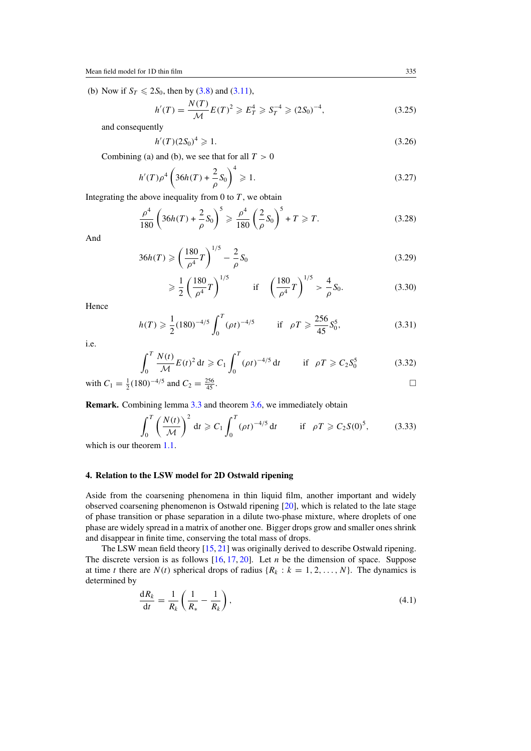(b) Now if $S_T \leqslant 2S_0$, then by (3.8) and (3.11),

$$h'(T) = \frac{N(T)}{\mathcal{M}} E(T)^2 \geqslant E_T^4 \geqslant S_T^{-4} \geqslant (2S_0)^{-4}, \tag{3.25}$$

and consequently

$$h'(T)(2S_0)^4 \geqslant 1. \tag{3.26}$$

Combining (a) and (b), we see that for all $T > 0$

$$h'(T)\rho^4 \left(36h(T) + \frac{2}{\rho} S_0\right)^4 \geqslant 1. \tag{3.27}$$

Integrating the above inequality from 0 to $T$, we obtain

$$\frac{\rho^4}{180}\left(36h(T) + \frac{2}{\rho} S_0\right)^5 \geqslant \frac{\rho^4}{180}\left(\frac{2}{\rho} S_0\right)^5 + T \geqslant T. \tag{3.28}$$

And

$$36h(T) \geqslant \left(\frac{180}{\rho^4} T\right)^{1/5} - \frac{2}{\rho} S_0 \tag{3.29}$$

$$\geqslant \frac{1}{2}\left(\frac{180}{\rho^4} T\right)^{1/5} \qquad \text{if} \quad \left(\frac{180}{\rho^4} T\right)^{1/5} > \frac{4}{\rho} S_0. \tag{3.30}$$

Hence

$$h(T) \geqslant \frac{1}{2}(180)^{-4/5} \int_0^T (\rho t)^{-4/5} \qquad \text{if} \quad \rho T \geqslant \frac{256}{45} S_0^5, \tag{3.31}$$

i.e.

$$\int_0^T \frac{N(t)}{\mathcal{M}} E(t)^2 \, \mathrm{d}t \geqslant C_1 \int_0^T (\rho t)^{-4/5} \, \mathrm{d}t \qquad \text{if} \quad \rho T \geqslant C_2 S_0^5 \tag{3.32}$$

with $C_1 = \frac{1}{2}(180)^{-4/5}$ and $C_2 = \frac{256}{45}$. □

**Remark.** Combining lemma 3.3 and theorem 3.6, we immediately obtain

$$\int_0^T \left(\frac{N(t)}{\mathcal{M}}\right)^2 \mathrm{d}t \geqslant C_1 \int_0^T (\rho t)^{-4/5} \, \mathrm{d}t \qquad \text{if} \quad \rho T \geqslant C_2 S(0)^5, \tag{3.33}$$

which is our theorem 1.1.

## 4. Relation to the LSW model for 2D Ostwald ripening

Aside from the coarsening phenomena in thin liquid film, another important and widely observed coarsening phenomenon is Ostwald ripening [20], which is related to the late stage of phase transition or phase separation in a dilute two-phase mixture, where droplets of one phase are widely spread in a matrix of another one. Bigger drops grow and smaller ones shrink and disappear in finite time, conserving the total mass of drops.

The LSW mean field theory [15, 21] was originally derived to describe Ostwald ripening. The discrete version is as follows [16, 17, 20]. Let $n$ be the dimension of space. Suppose at time $t$ there are $N(t)$ spherical drops of radius $\{R_k : k = 1, 2, \ldots, N\}$. The dynamics is determined by

$$\frac{\mathrm{d}R_k}{\mathrm{d}t} = \frac{1}{R_k}\left(\frac{1}{R_*} - \frac{1}{R_k}\right), \tag{4.1}$$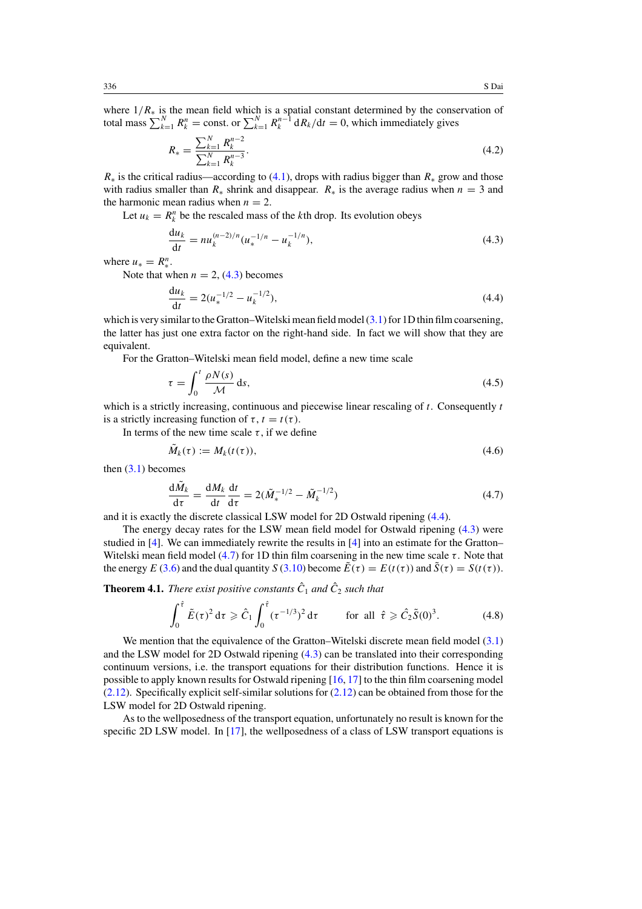where $1/R_*$ is the mean field which is a spatial constant determined by the conservation of total mass $\sum_{k=1}^{N} R_k^n = \text{const.}$ or $\sum_{k=1}^{N} R_k^{n-1}\,\mathrm{d}R_k/\mathrm{d}t = 0$, which immediately gives

$$R_* = \frac{\sum_{k=1}^{N} R_k^{n-2}}{\sum_{k=1}^{N} R_k^{n-3}}. \tag{4.2}$$

$R_*$ is the critical radius—according to (4.1), drops with radius bigger than $R_*$ grow and those with radius smaller than $R_*$ shrink and disappear. $R_*$ is the average radius when $n = 3$ and the harmonic mean radius when $n = 2$.

Let $u_k = R_k^n$ be the rescaled mass of the $k$th drop. Its evolution obeys

$$\frac{\mathrm{d}u_k}{\mathrm{d}t} = n u_k^{(n-2)/n}(u_*^{-1/n} - u_k^{-1/n}), \tag{4.3}$$

where $u_* = R_*^n$.

Note that when $n = 2$, (4.3) becomes

$$\frac{\mathrm{d}u_k}{\mathrm{d}t} = 2(u_*^{-1/2} - u_k^{-1/2}), \tag{4.4}$$

which is very similar to the Gratton–Witelski mean field model (3.1) for 1D thin film coarsening, the latter has just one extra factor on the right-hand side. In fact we will show that they are equivalent.

For the Gratton–Witelski mean field model, define a new time scale

$$\tau = \int_0^t \frac{\rho N(s)}{\mathcal{M}}\,\mathrm{d}s, \tag{4.5}$$

which is a strictly increasing, continuous and piecewise linear rescaling of $t$. Consequently $t$ is a strictly increasing function of $\tau$, $t = t(\tau)$.

In terms of the new time scale $\tau$, if we define

$$\tilde{M}_k(\tau) := M_k(t(\tau)), \tag{4.6}$$

then (3.1) becomes

$$\frac{\mathrm{d}\tilde{M}_k}{\mathrm{d}\tau} = \frac{\mathrm{d}M_k}{\mathrm{d}t}\frac{\mathrm{d}t}{\mathrm{d}\tau} = 2(\tilde{M}_*^{-1/2} - \tilde{M}_k^{-1/2}) \tag{4.7}$$

and it is exactly the discrete classical LSW model for 2D Ostwald ripening (4.4).

The energy decay rates for the LSW mean field model for Ostwald ripening (4.3) were studied in [4]. We can immediately rewrite the results in [4] into an estimate for the Gratton–Witelski mean field model (4.7) for 1D thin film coarsening in the new time scale $\tau$. Note that the energy $E$ (3.6) and the dual quantity $S$ (3.10) become $\tilde{E}(\tau) = E(t(\tau))$ and $\tilde{S}(\tau) = S(t(\tau))$.

**Theorem 4.1.** *There exist positive constants $\hat{C}_1$ and $\hat{C}_2$ such that*

$$\int_0^{\hat{\tau}} \tilde{E}(\tau)^2\,\mathrm{d}\tau \geqslant \hat{C}_1 \int_0^{\hat{\tau}} (\tau^{-1/3})^2\,\mathrm{d}\tau \qquad \text{for all } \hat{\tau} \geqslant \hat{C}_2 \tilde{S}(0)^3. \tag{4.8}$$

We mention that the equivalence of the Gratton–Witelski discrete mean field model (3.1) and the LSW model for 2D Ostwald ripening (4.3) can be translated into their corresponding continuum versions, i.e. the transport equations for their distribution functions. Hence it is possible to apply known results for Ostwald ripening [16, 17] to the thin film coarsening model (2.12). Specifically explicit self-similar solutions for (2.12) can be obtained from those for the LSW model for 2D Ostwald ripening.

As to the wellposedness of the transport equation, unfortunately no result is known for the specific 2D LSW model. In [17], the wellposedness of a class of LSW transport equations is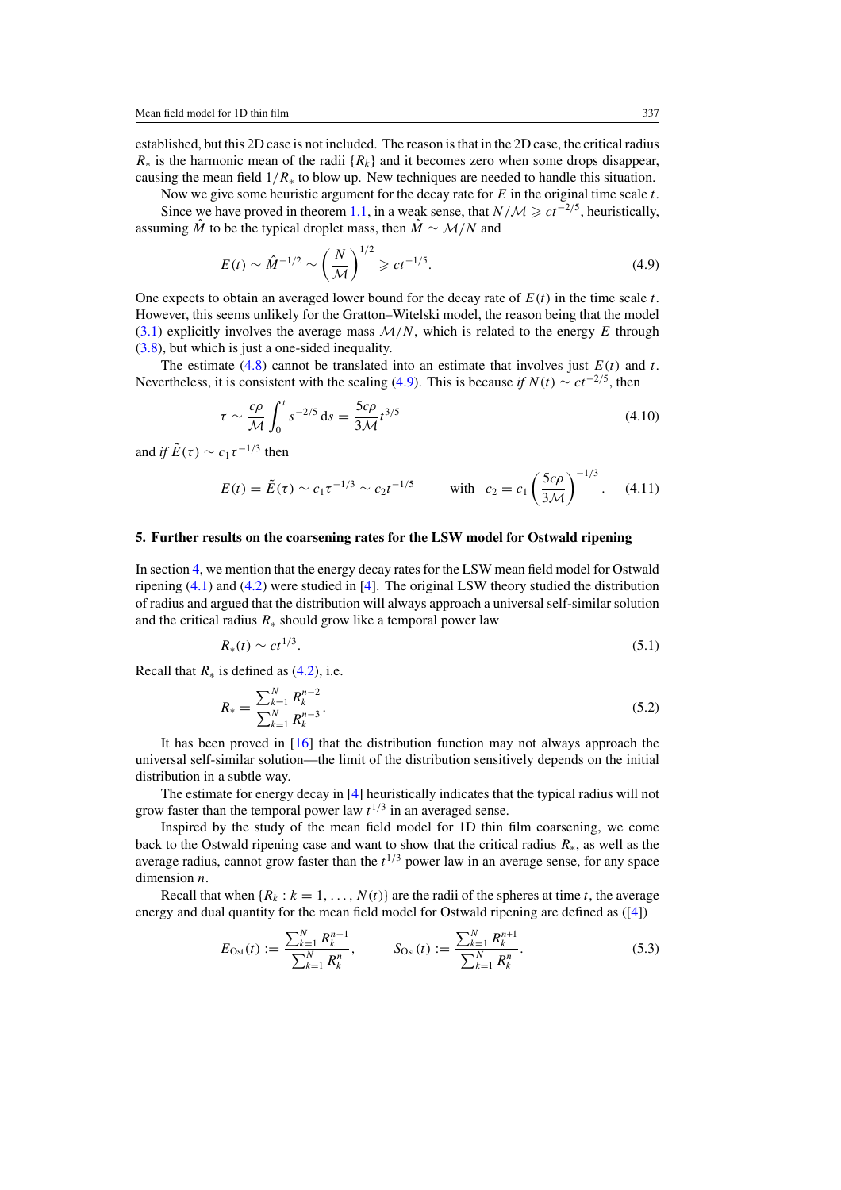established, but this 2D case is not included. The reason is that in the 2D case, the critical radius $R_*$ is the harmonic mean of the radii $\{R_k\}$ and it becomes zero when some drops disappear, causing the mean field $1/R_*$ to blow up. New techniques are needed to handle this situation.

Now we give some heuristic argument for the decay rate for $E$ in the original time scale $t$.

Since we have proved in theorem 1.1, in a weak sense, that $N/\mathcal{M} \geqslant ct^{-2/5}$, heuristically, assuming $\hat{M}$ to be the typical droplet mass, then $\hat{M} \sim \mathcal{M}/N$ and

$$E(t) \sim \hat{M}^{-1/2} \sim \left(\frac{N}{\mathcal{M}}\right)^{1/2} \geqslant ct^{-1/5}. \tag{4.9}$$

One expects to obtain an averaged lower bound for the decay rate of $E(t)$ in the time scale $t$. However, this seems unlikely for the Gratton–Witelski model, the reason being that the model (3.1) explicitly involves the average mass $\mathcal{M}/N$, which is related to the energy $E$ through (3.8), but which is just a one-sided inequality.

The estimate (4.8) cannot be translated into an estimate that involves just $E(t)$ and $t$. Nevertheless, it is consistent with the scaling (4.9). This is because *if* $N(t) \sim ct^{-2/5}$, then

$$\tau \sim \frac{c\rho}{\mathcal{M}} \int_0^t s^{-2/5}\,\mathrm{d}s = \frac{5c\rho}{3\mathcal{M}} t^{3/5} \tag{4.10}$$

and *if* $\tilde{E}(\tau) \sim c_1 \tau^{-1/3}$ then

$$E(t) = \tilde{E}(\tau) \sim c_1 \tau^{-1/3} \sim c_2 t^{-1/5} \qquad \text{with} \quad c_2 = c_1 \left(\frac{5c\rho}{3\mathcal{M}}\right)^{-1/3}. \tag{4.11}$$

## 5. Further results on the coarsening rates for the LSW model for Ostwald ripening

In section 4, we mention that the energy decay rates for the LSW mean field model for Ostwald ripening (4.1) and (4.2) were studied in [4]. The original LSW theory studied the distribution of radius and argued that the distribution will always approach a universal self-similar solution and the critical radius $R_*$ should grow like a temporal power law

$$R_*(t) \sim ct^{1/3}. \tag{5.1}$$

Recall that $R_*$ is defined as (4.2), i.e.

$$R_* = \frac{\sum_{k=1}^N R_k^{n-2}}{\sum_{k=1}^N R_k^{n-3}}. \tag{5.2}$$

It has been proved in [16] that the distribution function may not always approach the universal self-similar solution—the limit of the distribution sensitively depends on the initial distribution in a subtle way.

The estimate for energy decay in [4] heuristically indicates that the typical radius will not grow faster than the temporal power law $t^{1/3}$ in an averaged sense.

Inspired by the study of the mean field model for 1D thin film coarsening, we come back to the Ostwald ripening case and want to show that the critical radius $R_*$, as well as the average radius, cannot grow faster than the $t^{1/3}$ power law in an average sense, for any space dimension $n$.

Recall that when $\{R_k : k = 1, \ldots, N(t)\}$ are the radii of the spheres at time $t$, the average energy and dual quantity for the mean field model for Ostwald ripening are defined as ([4])

$$E_{\mathrm{Ost}}(t) := \frac{\sum_{k=1}^N R_k^{n-1}}{\sum_{k=1}^N R_k^n}, \qquad S_{\mathrm{Ost}}(t) := \frac{\sum_{k=1}^N R_k^{n+1}}{\sum_{k=1}^N R_k^n}. \tag{5.3}$$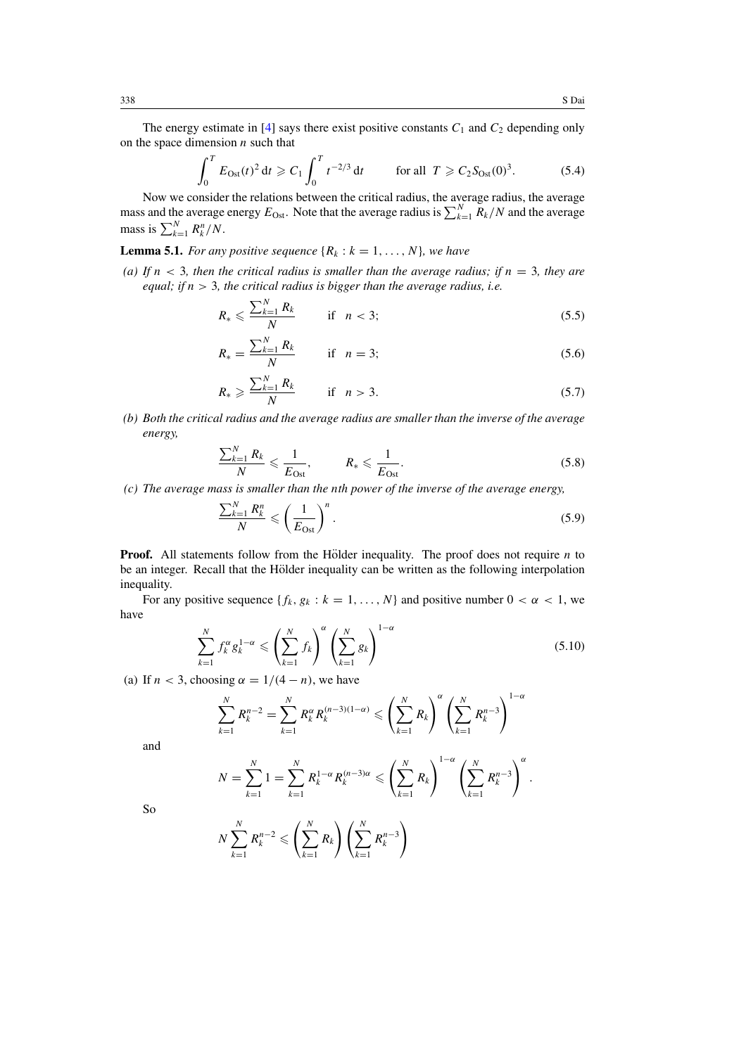The energy estimate in [4] says there exist positive constants $C_1$ and $C_2$ depending only on the space dimension $n$ such that

$$\int_0^T E_{\mathrm{Ost}}(t)^2\,\mathrm{d}t \geqslant C_1 \int_0^T t^{-2/3}\,\mathrm{d}t \qquad \text{for all } T \geqslant C_2 S_{\mathrm{Ost}}(0)^3. \tag{5.4}$$

Now we consider the relations between the critical radius, the average radius, the average mass and the average energy $E_{\mathrm{Ost}}$. Note that the average radius is $\sum_{k=1}^N R_k/N$ and the average mass is $\sum_{k=1}^N R_k^n/N$.

**Lemma 5.1.** *For any positive sequence $\{R_k : k = 1, \ldots, N\}$, we have*

*(a) If $n < 3$, then the critical radius is smaller than the average radius; if $n = 3$, they are equal; if $n > 3$, the critical radius is bigger than the average radius, i.e.*

$$R_* \leqslant \frac{\sum_{k=1}^N R_k}{N} \qquad \text{if} \quad n < 3; \tag{5.5}$$

$$R_* = \frac{\sum_{k=1}^N R_k}{N} \qquad \text{if} \quad n = 3; \tag{5.6}$$

$$R_* \geqslant \frac{\sum_{k=1}^N R_k}{N} \qquad \text{if} \quad n > 3. \tag{5.7}$$

*(b) Both the critical radius and the average radius are smaller than the inverse of the average energy,*

$$\frac{\sum_{k=1}^N R_k}{N} \leqslant \frac{1}{E_{\mathrm{Ost}}}, \qquad R_* \leqslant \frac{1}{E_{\mathrm{Ost}}}. \tag{5.8}$$

*(c) The average mass is smaller than the nth power of the inverse of the average energy,*

$$\frac{\sum_{k=1}^N R_k^n}{N} \leqslant \left(\frac{1}{E_{\mathrm{Ost}}}\right)^n. \tag{5.9}$$

**Proof.** All statements follow from the Hölder inequality. The proof does not require $n$ to be an integer. Recall that the Hölder inequality can be written as the following interpolation inequality.

For any positive sequence $\{f_k, g_k : k = 1, \ldots, N\}$ and positive number $0 < \alpha < 1$, we have

$$\sum_{k=1}^N f_k^\alpha g_k^{1-\alpha} \leqslant \left(\sum_{k=1}^N f_k\right)^\alpha \left(\sum_{k=1}^N g_k\right)^{1-\alpha} \tag{5.10}$$

(a) If $n < 3$, choosing $\alpha = 1/(4-n)$, we have

$$\sum_{k=1}^N R_k^{n-2} = \sum_{k=1}^N R_k^\alpha R_k^{(n-3)(1-\alpha)} \leqslant \left(\sum_{k=1}^N R_k\right)^\alpha \left(\sum_{k=1}^N R_k^{n-3}\right)^{1-\alpha}$$

and

$$N = \sum_{k=1}^N 1 = \sum_{k=1}^N R_k^{1-\alpha} R_k^{(n-3)\alpha} \leqslant \left(\sum_{k=1}^N R_k\right)^{1-\alpha} \left(\sum_{k=1}^N R_k^{n-3}\right)^\alpha.$$

So

$$N \sum_{k=1}^N R_k^{n-2} \leqslant \left(\sum_{k=1}^N R_k\right) \left(\sum_{k=1}^N R_k^{n-3}\right)$$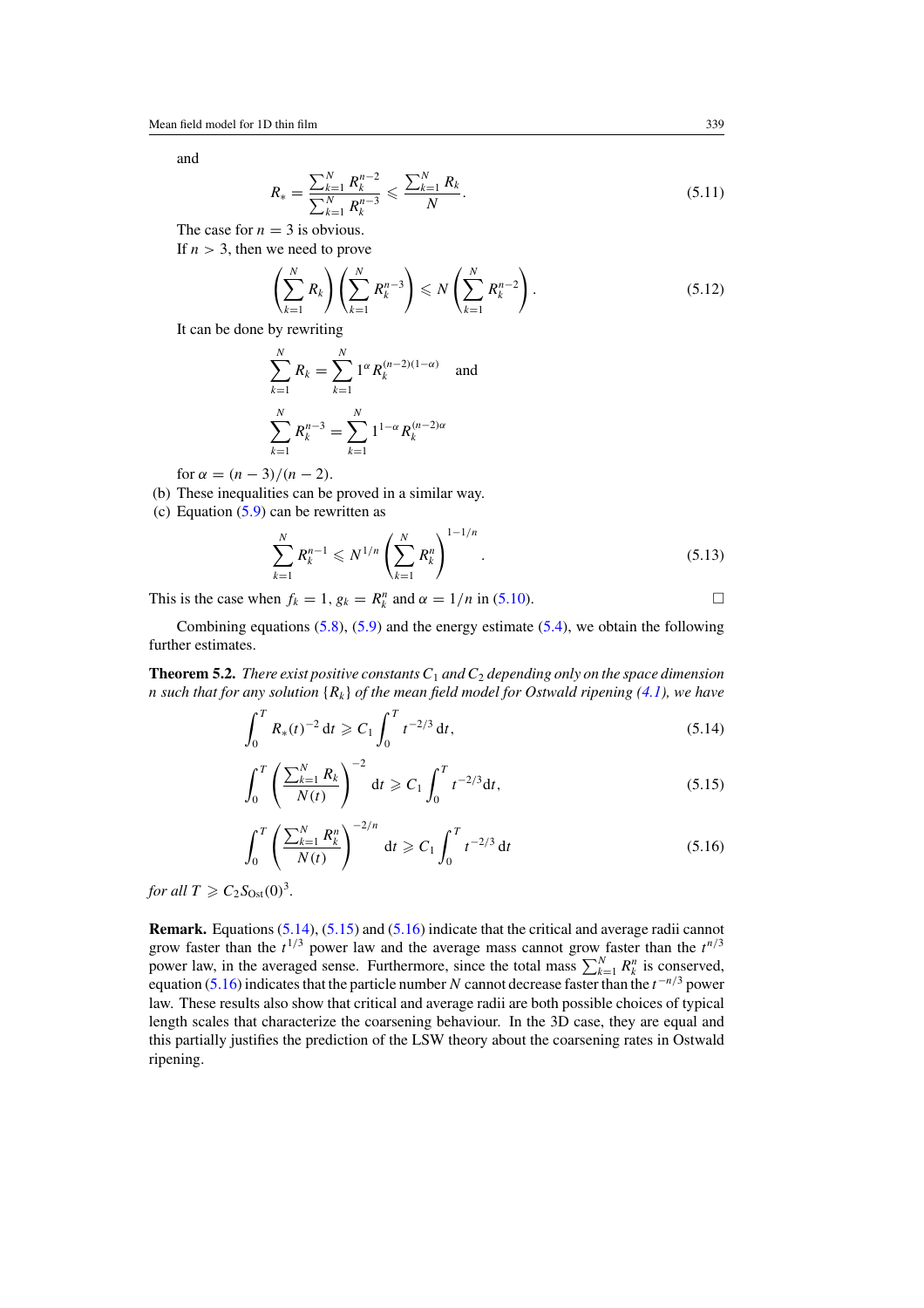and

$$R_* = \frac{\sum_{k=1}^{N} R_k^{n-2}}{\sum_{k=1}^{N} R_k^{n-3}} \leqslant \frac{\sum_{k=1}^{N} R_k}{N}. \tag{5.11}$$

The case for $n = 3$ is obvious.

If $n > 3$, then we need to prove

$$\left(\sum_{k=1}^{N} R_k\right)\left(\sum_{k=1}^{N} R_k^{n-3}\right) \leqslant N\left(\sum_{k=1}^{N} R_k^{n-2}\right). \tag{5.12}$$

It can be done by rewriting

$$\sum_{k=1}^{N} R_k = \sum_{k=1}^{N} 1^{\alpha} R_k^{(n-2)(1-\alpha)} \quad \text{and}$$

$$\sum_{k=1}^{N} R_k^{n-3} = \sum_{k=1}^{N} 1^{1-\alpha} R_k^{(n-2)\alpha}$$

for $\alpha = (n-3)/(n-2)$.

(b) These inequalities can be proved in a similar way.

(c) Equation (5.9) can be rewritten as

$$\sum_{k=1}^{N} R_k^{n-1} \leqslant N^{1/n}\left(\sum_{k=1}^{N} R_k^{n}\right)^{1-1/n}. \tag{5.13}$$

This is the case when $f_k = 1$, $g_k = R_k^n$ and $\alpha = 1/n$ in (5.10). □

Combining equations (5.8), (5.9) and the energy estimate (5.4), we obtain the following further estimates.

**Theorem 5.2.** *There exist positive constants $C_1$ and $C_2$ depending only on the space dimension $n$ such that for any solution $\{R_k\}$ of the mean field model for Ostwald ripening (4.1), we have*

$$\int_0^T R_*(t)^{-2}\,\mathrm{d}t \geqslant C_1 \int_0^T t^{-2/3}\,\mathrm{d}t, \tag{5.14}$$

$$\int_0^T \left(\frac{\sum_{k=1}^{N} R_k}{N(t)}\right)^{-2} \mathrm{d}t \geqslant C_1 \int_0^T t^{-2/3}\mathrm{d}t, \tag{5.15}$$

$$\int_0^T \left(\frac{\sum_{k=1}^{N} R_k^n}{N(t)}\right)^{-2/n} \mathrm{d}t \geqslant C_1 \int_0^T t^{-2/3}\,\mathrm{d}t \tag{5.16}$$

*for all $T \geqslant C_2 S_{\mathrm{Ost}}(0)^3$.*

**Remark.** Equations (5.14), (5.15) and (5.16) indicate that the critical and average radii cannot grow faster than the $t^{1/3}$ power law and the average mass cannot grow faster than the $t^{n/3}$ power law, in the averaged sense. Furthermore, since the total mass $\sum_{k=1}^{N} R_k^n$ is conserved, equation (5.16) indicates that the particle number $N$ cannot decrease faster than the $t^{-n/3}$ power law. These results also show that critical and average radii are both possible choices of typical length scales that characterize the coarsening behaviour. In the 3D case, they are equal and this partially justifies the prediction of the LSW theory about the coarsening rates in Ostwald ripening.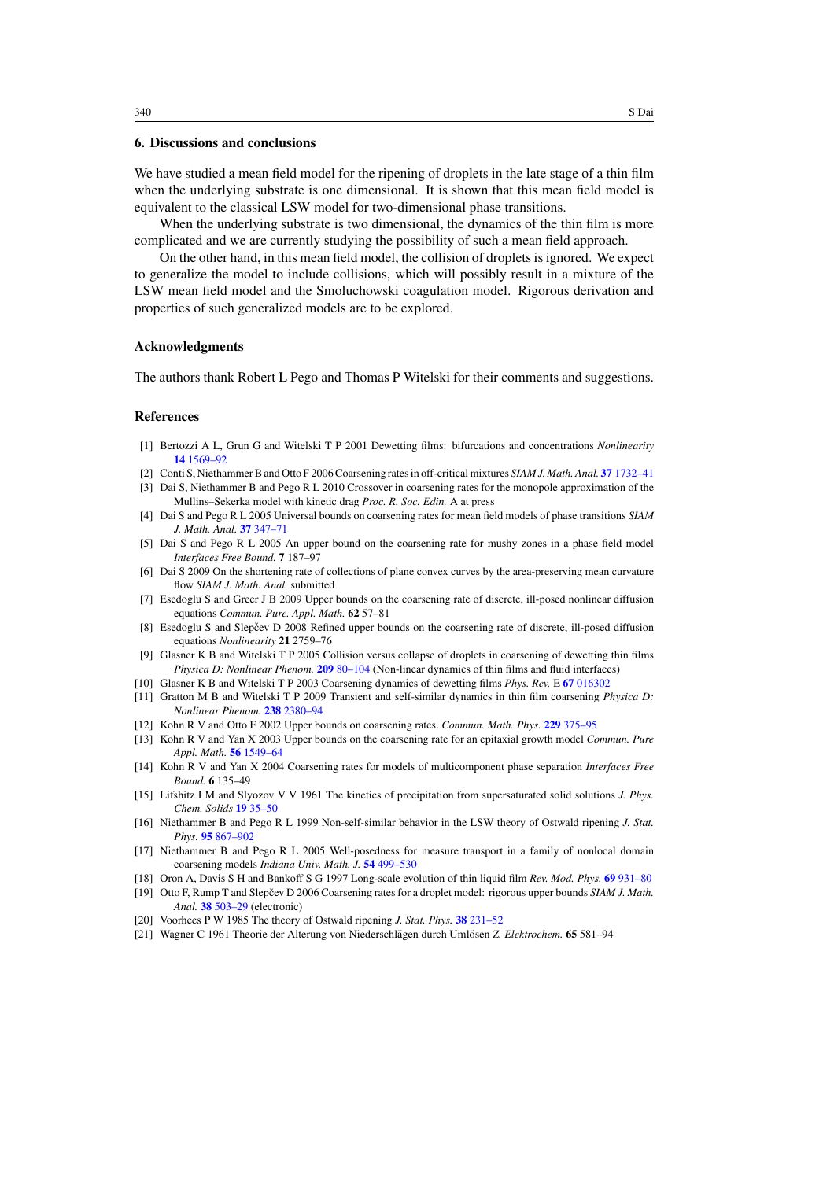## 6. Discussions and conclusions

We have studied a mean field model for the ripening of droplets in the late stage of a thin film when the underlying substrate is one dimensional. It is shown that this mean field model is equivalent to the classical LSW model for two-dimensional phase transitions.

When the underlying substrate is two dimensional, the dynamics of the thin film is more complicated and we are currently studying the possibility of such a mean field approach.

On the other hand, in this mean field model, the collision of droplets is ignored. We expect to generalize the model to include collisions, which will possibly result in a mixture of the LSW mean field model and the Smoluchowski coagulation model. Rigorous derivation and properties of such generalized models are to be explored.

## Acknowledgments

The authors thank Robert L Pego and Thomas P Witelski for their comments and suggestions.

## References

[1] Bertozzi A L, Grun G and Witelski T P 2001 Dewetting films: bifurcations and concentrations *Nonlinearity* **14** 1569–92

[2] Conti S, Niethammer B and Otto F 2006 Coarsening rates in off-critical mixtures *SIAM J. Math. Anal.* **37** 1732–41

[3] Dai S, Niethammer B and Pego R L 2010 Crossover in coarsening rates for the monopole approximation of the Mullins–Sekerka model with kinetic drag *Proc. R. Soc. Edin.* A at press

[4] Dai S and Pego R L 2005 Universal bounds on coarsening rates for mean field models of phase transitions *SIAM J. Math. Anal.* **37** 347–71

[5] Dai S and Pego R L 2005 An upper bound on the coarsening rate for mushy zones in a phase field model *Interfaces Free Bound.* **7** 187–97

[6] Dai S 2009 On the shortening rate of collections of plane convex curves by the area-preserving mean curvature flow *SIAM J. Math. Anal.* submitted

[7] Esedoglu S and Greer J B 2009 Upper bounds on the coarsening rate of discrete, ill-posed nonlinear diffusion equations *Commun. Pure. Appl. Math.* **62** 57–81

[8] Esedoglu S and Slepčev D 2008 Refined upper bounds on the coarsening rate of discrete, ill-posed diffusion equations *Nonlinearity* **21** 2759–76

[9] Glasner K B and Witelski T P 2005 Collision versus collapse of droplets in coarsening of dewetting thin films *Physica D: Nonlinear Phenom.* **209** 80–104 (Non-linear dynamics of thin films and fluid interfaces)

[10] Glasner K B and Witelski T P 2003 Coarsening dynamics of dewetting films *Phys. Rev.* E **67** 016302

[11] Gratton M B and Witelski T P 2009 Transient and self-similar dynamics in thin film coarsening *Physica D: Nonlinear Phenom.* **238** 2380–94

[12] Kohn R V and Otto F 2002 Upper bounds on coarsening rates. *Commun. Math. Phys.* **229** 375–95

[13] Kohn R V and Yan X 2003 Upper bounds on the coarsening rate for an epitaxial growth model *Commun. Pure Appl. Math.* **56** 1549–64

[14] Kohn R V and Yan X 2004 Coarsening rates for models of multicomponent phase separation *Interfaces Free Bound.* **6** 135–49

[15] Lifshitz I M and Slyozov V V 1961 The kinetics of precipitation from supersaturated solid solutions *J. Phys. Chem. Solids* **19** 35–50

[16] Niethammer B and Pego R L 1999 Non-self-similar behavior in the LSW theory of Ostwald ripening *J. Stat. Phys.* **95** 867–902

[17] Niethammer B and Pego R L 2005 Well-posedness for measure transport in a family of nonlocal domain coarsening models *Indiana Univ. Math. J.* **54** 499–530

[18] Oron A, Davis S H and Bankoff S G 1997 Long-scale evolution of thin liquid film *Rev. Mod. Phys.* **69** 931–80

[19] Otto F, Rump T and Slepčev D 2006 Coarsening rates for a droplet model: rigorous upper bounds *SIAM J. Math. Anal.* **38** 503–29 (electronic)

[20] Voorhees P W 1985 The theory of Ostwald ripening *J. Stat. Phys.* **38** 231–52

[21] Wagner C 1961 Theorie der Alterung von Niederschlägen durch Umlösen *Z. Elektrochem.* **65** 581–94